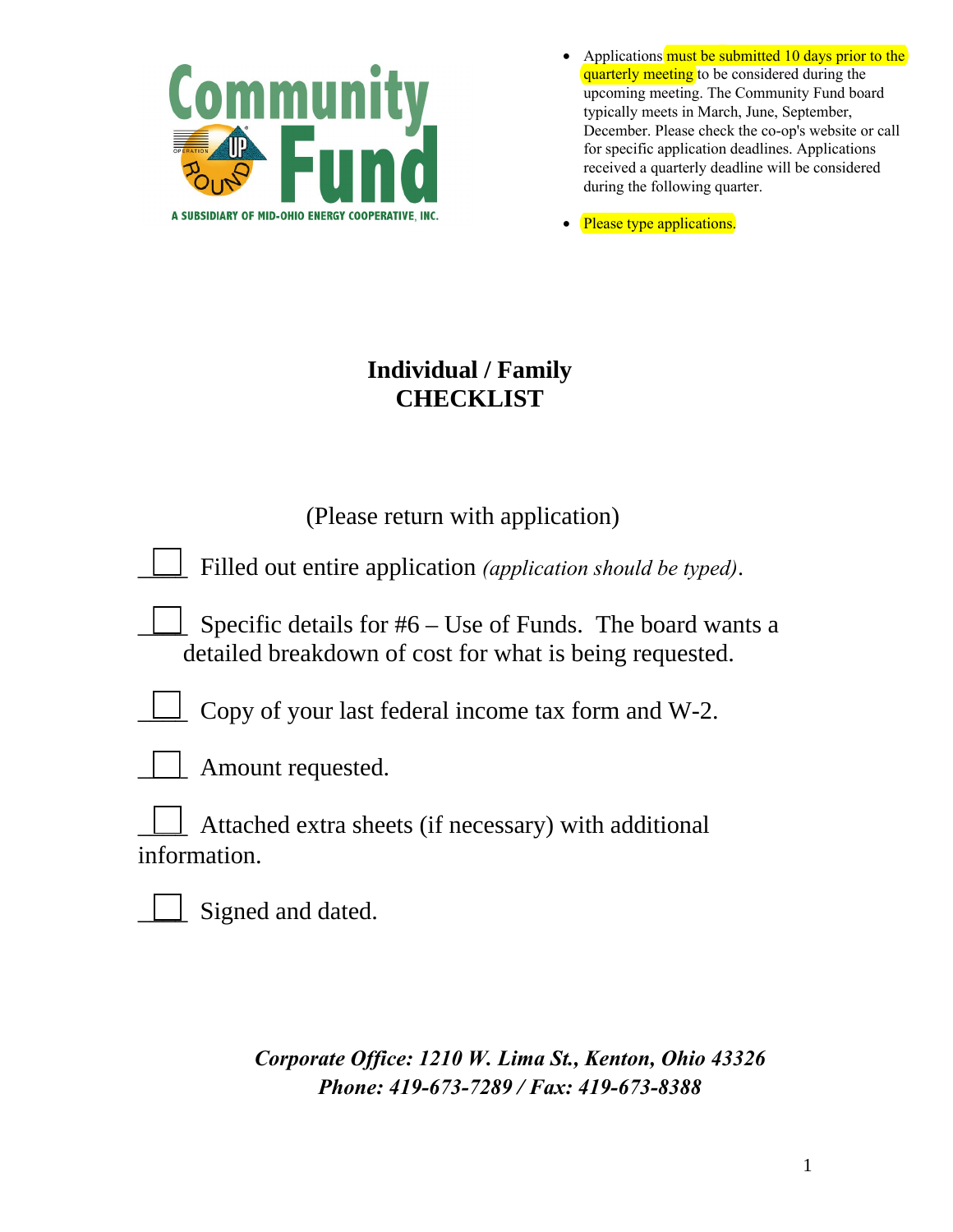Community Fund

OPERATION ROUND UP

A SUBSIDIARY OF MID-OHIO ENERGY COOPERATIVE, INC.

- Applications must be submitted 10 days prior to the quarterly meeting to be considered during the upcoming meeting. The Community Fund board typically meets in March, June, September, December. Please check the co-op's website or call for specific application deadlines. Applications received a quarterly deadline will be considered during the following quarter.
- Please type applications.

# Individual / Family CHECKLIST

(Please return with application)

- [ ] Filled out entire application *(application should be typed)*.
- [ ] Specific details for #6 – Use of Funds. The board wants a detailed breakdown of cost for what is being requested.
- [ ] Copy of your last federal income tax form and W-2.
- [ ] Amount requested.
- [ ] Attached extra sheets (if necessary) with additional information.
- [ ] Signed and dated.

***Corporate Office: 1210 W. Lima St., Kenton, Ohio 43326***
***Phone: 419-673-7289 / Fax: 419-673-8388***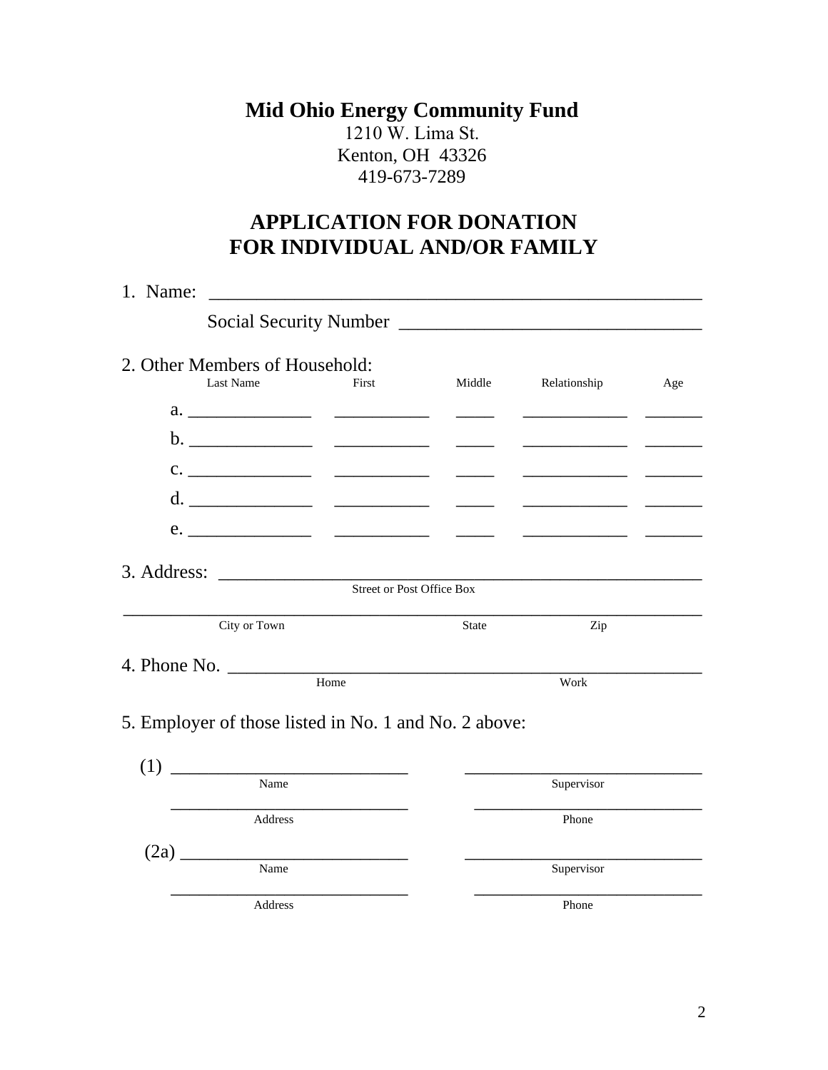# Mid Ohio Energy Community Fund

1210 W. Lima St.
Kenton, OH 43326
419-673-7289

## APPLICATION FOR DONATION FOR INDIVIDUAL AND/OR FAMILY

1. Name: ______________________________________________________

   Social Security Number ________________________________

2. Other Members of Household:

|  | Last Name | First | Middle | Relationship | Age |
|---|---|---|---|---|---|
| a. | ______________ | ___________ | _____ | ____________ | _______ |
| b. | ______________ | ___________ | _____ | ____________ | _______ |
| c. | ______________ | ___________ | _____ | ____________ | _______ |
| d. | ______________ | ___________ | _____ | ____________ | _______ |
| e. | ______________ | ___________ | _____ | ____________ | _______ |

3. Address: ____________________________________________________
   Street or Post Office Box

   ________________________________________________________________
   City or Town State Zip

4. Phone No. ___________________________________________________
   Home Work

5. Employer of those listed in No. 1 and No. 2 above:

   (1) ___________________________ ___________________________
   Name Supervisor

   ___________________________ ___________________________
   Address Phone

   (2a) __________________________ ___________________________
   Name Supervisor

   ___________________________ ___________________________
   Address Phone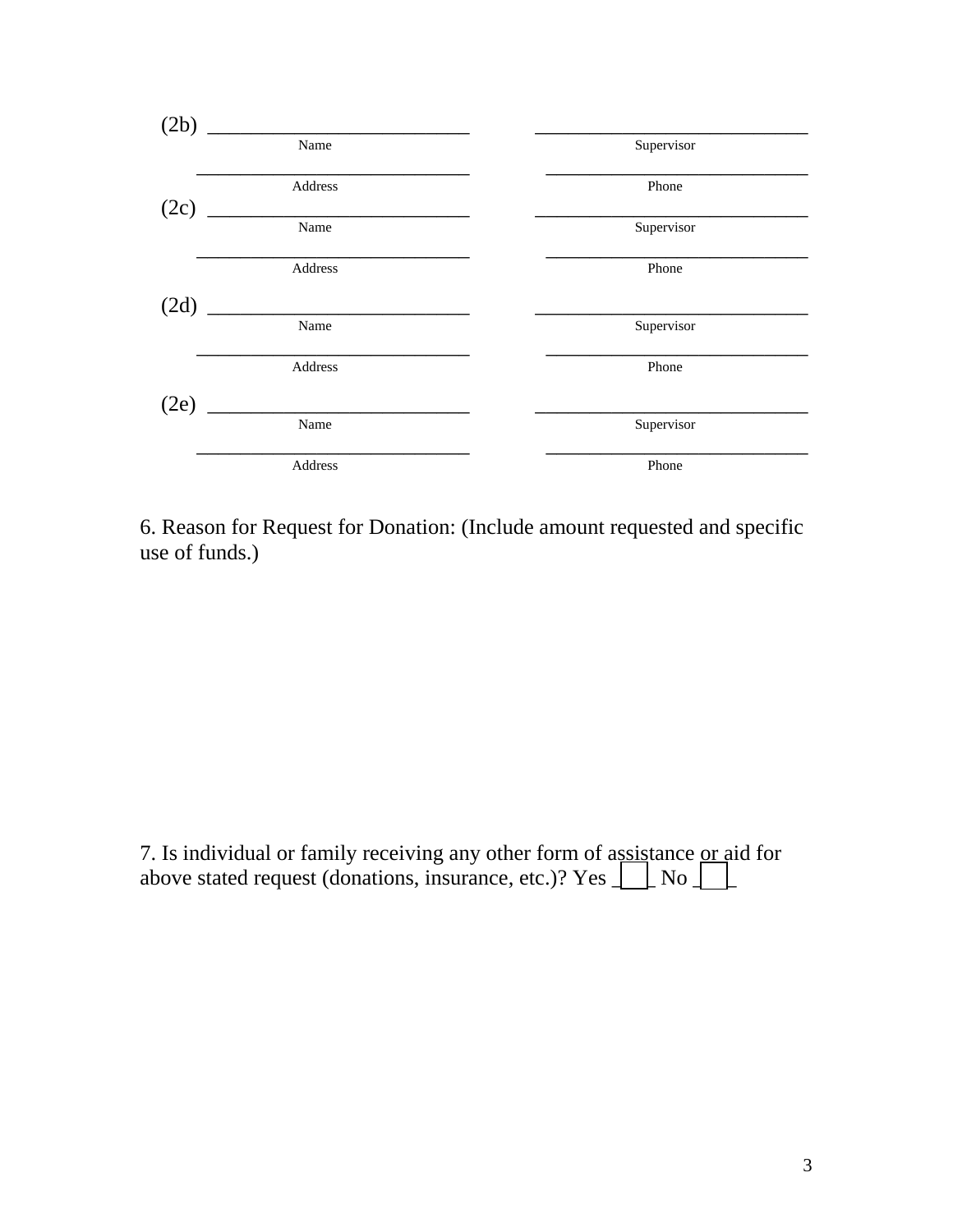(2b) ______________________________ ______________________________

Name | Supervisor

______________________________ ______________________________

Address | Phone

(2c) ______________________________ ______________________________

Name | Supervisor

______________________________ ______________________________

Address | Phone

(2d) ______________________________ ______________________________

Name | Supervisor

______________________________ ______________________________

Address | Phone

(2e) ______________________________ ______________________________

Name | Supervisor

______________________________ ______________________________

Address | Phone

6. Reason for Request for Donation: (Include amount requested and specific use of funds.)

7. Is individual or family receiving any other form of assistance or aid for above stated request (donations, insurance, etc.)? Yes ☐ No ☐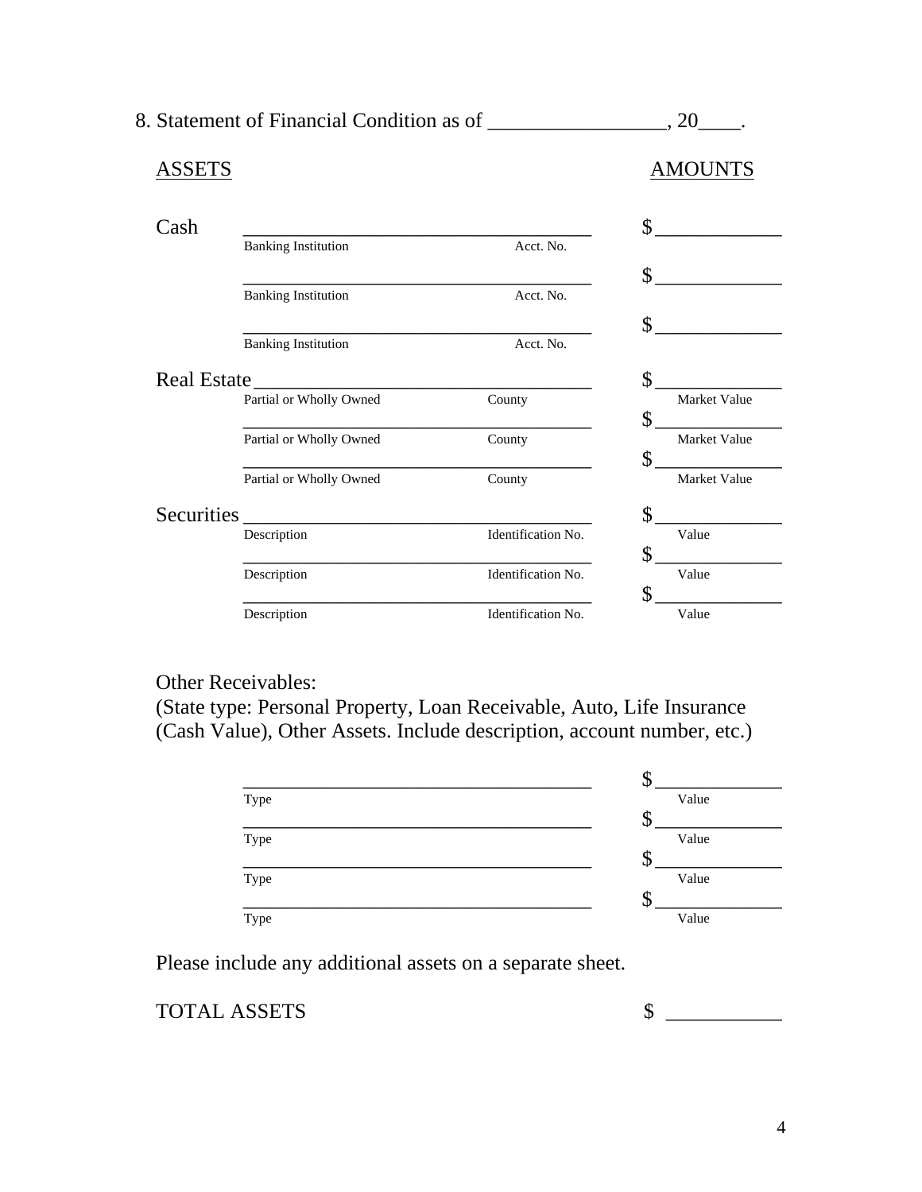8. Statement of Financial Condition as of _________________, 20____.

| ASSETS | | | AMOUNTS |
|---|---|---|---|
| Cash | _______________ Banking Institution | _______________ Acct. No. | $_____________ |
| | _______________ Banking Institution | _______________ Acct. No. | $_____________ |
| | _______________ Banking Institution | _______________ Acct. No. | $_____________ |
| Real Estate | _______________ Partial or Wholly Owned | _______________ County | $_____________ Market Value |
| | _______________ Partial or Wholly Owned | _______________ County | $_____________ Market Value |
| | _______________ Partial or Wholly Owned | _______________ County | $_____________ Market Value |
| Securities | _______________ Description | _______________ Identification No. | $_____________ Value |
| | _______________ Description | _______________ Identification No. | $_____________ Value |
| | _______________ Description | _______________ Identification No. | $_____________ Value |

Other Receivables:
(State type: Personal Property, Loan Receivable, Auto, Life Insurance (Cash Value), Other Assets. Include description, account number, etc.)

| | |
|---|---|
| _______________________________ Type | $_____________ Value |
| _______________________________ Type | $_____________ Value |
| _______________________________ Type | $_____________ Value |
| _______________________________ Type | $_____________ Value |

Please include any additional assets on a separate sheet.

TOTAL ASSETS $ ___________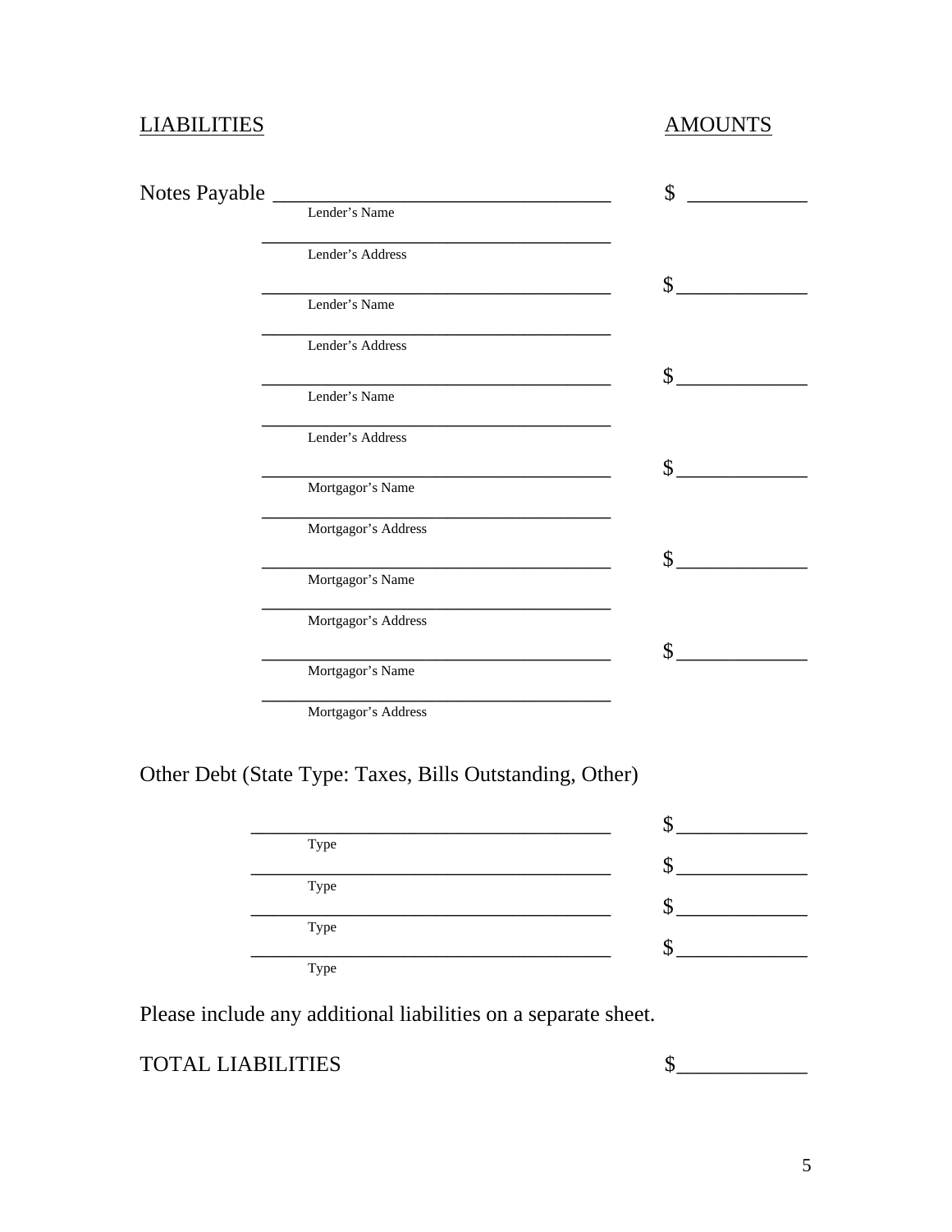LIABILITIES AMOUNTS

Notes Payable ______________________________ $ ___________
Lender's Name

______________________________
Lender's Address

______________________________ $ ___________
Lender's Name

______________________________
Lender's Address

______________________________ $ ___________
Lender's Name

______________________________
Lender's Address

______________________________ $ ___________
Mortgagor's Name

______________________________
Mortgagor's Address

______________________________ $ ___________
Mortgagor's Name

______________________________
Mortgagor's Address

______________________________ $ ___________
Mortgagor's Name

______________________________
Mortgagor's Address

Other Debt (State Type: Taxes, Bills Outstanding, Other)

______________________________ $ ___________
Type

______________________________ $ ___________
Type

______________________________ $ ___________
Type

______________________________ $ ___________
Type

Please include any additional liabilities on a separate sheet.

TOTAL LIABILITIES $___________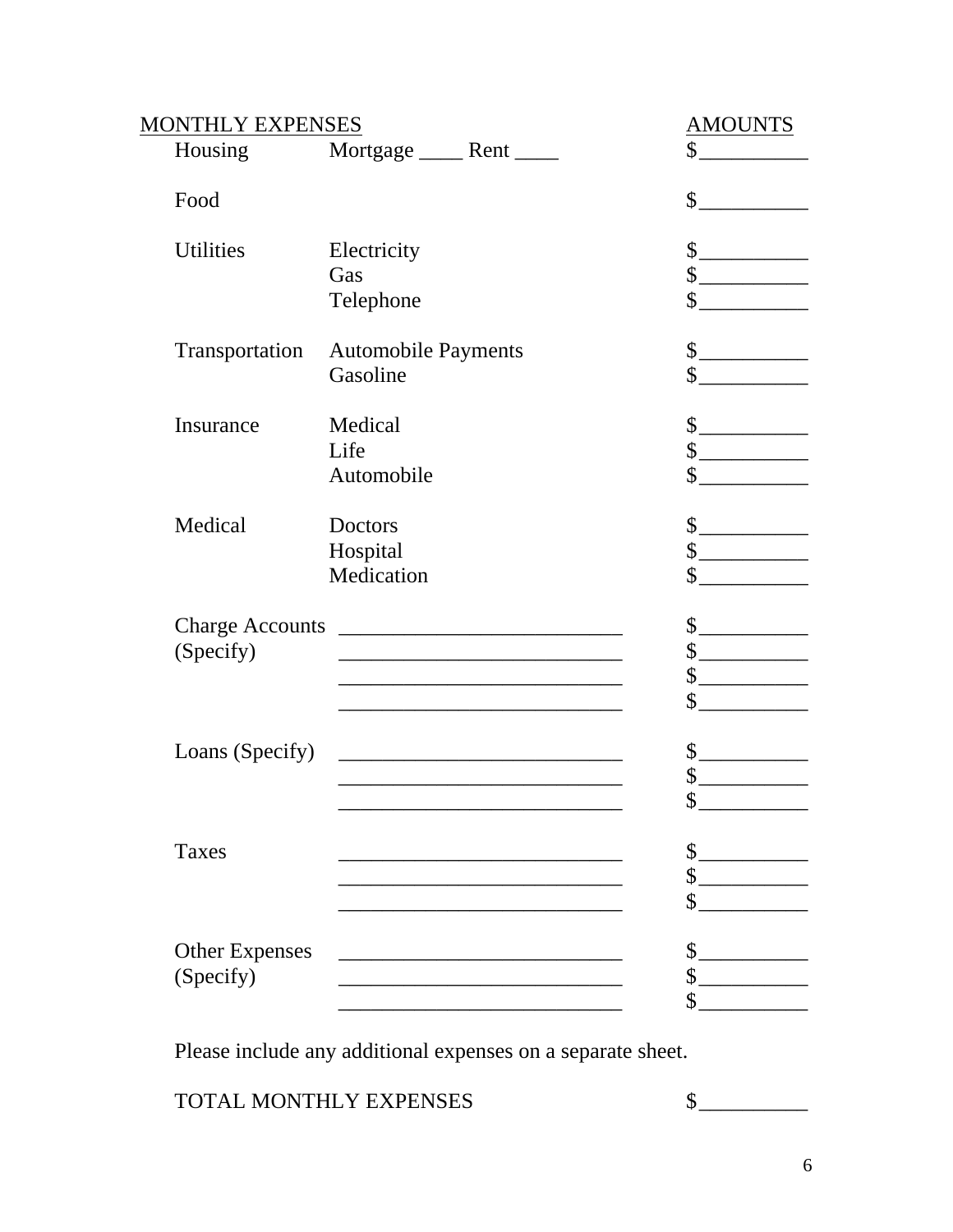| MONTHLY EXPENSES | | AMOUNTS |
|---|---|---|
| Housing | Mortgage ____ Rent ____ | $__________ |
| Food | | $__________ |
| Utilities | Electricity | $__________ |
| | Gas | $__________ |
| | Telephone | $__________ |
| Transportation | Automobile Payments | $__________ |
| | Gasoline | $__________ |
| Insurance | Medical | $__________ |
| | Life | $__________ |
| | Automobile | $__________ |
| Medical | Doctors | $__________ |
| | Hospital | $__________ |
| | Medication | $__________ |
| Charge Accounts | ___________________________ | $__________ |
| (Specify) | ___________________________ | $__________ |
| | ___________________________ | $__________ |
| | ___________________________ | $__________ |
| Loans (Specify) | ___________________________ | $__________ |
| | ___________________________ | $__________ |
| | ___________________________ | $__________ |
| Taxes | ___________________________ | $__________ |
| | ___________________________ | $__________ |
| | ___________________________ | $__________ |
| Other Expenses | ___________________________ | $__________ |
| (Specify) | ___________________________ | $__________ |
| | ___________________________ | $__________ |

Please include any additional expenses on a separate sheet.

TOTAL MONTHLY EXPENSES $__________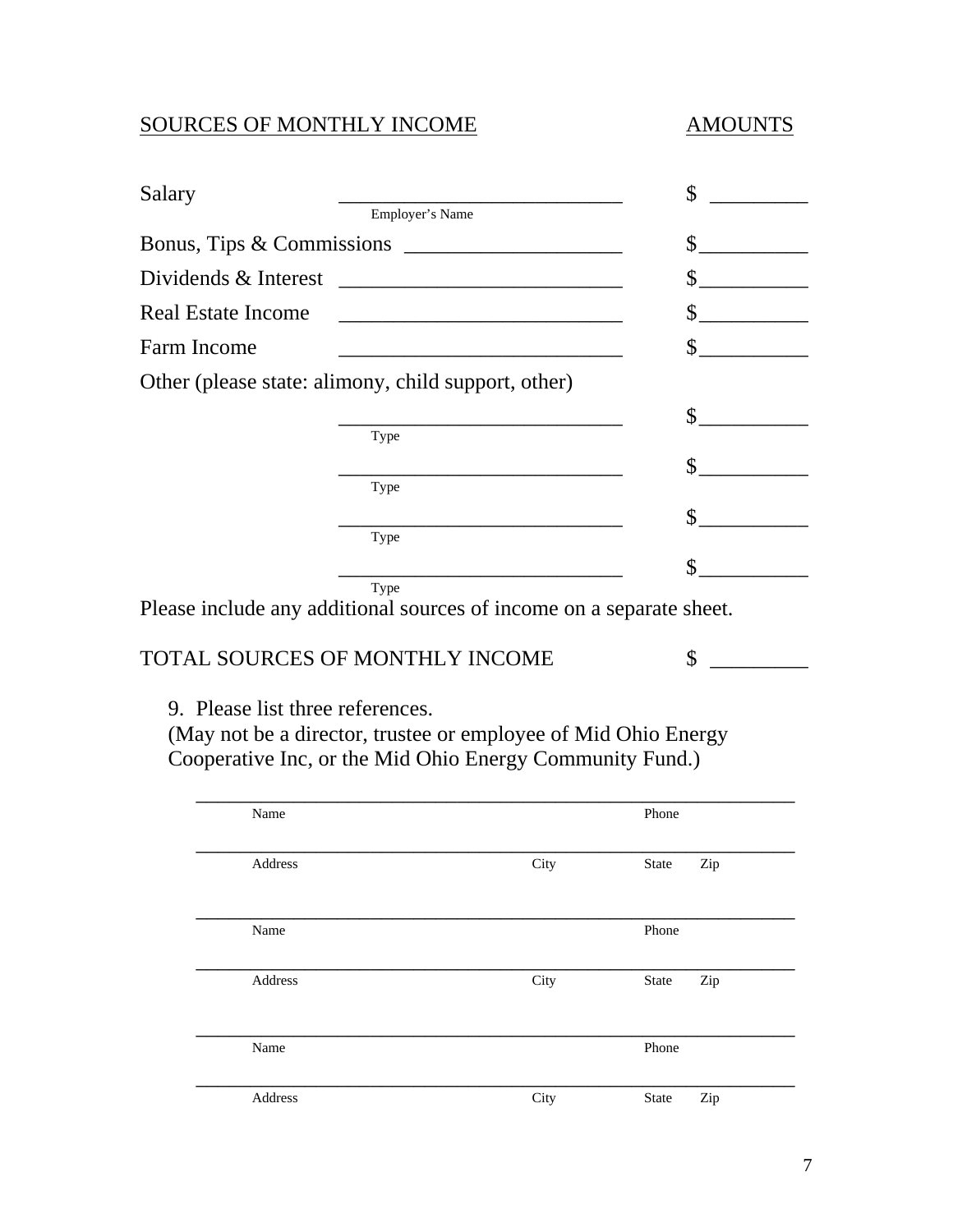SOURCES OF MONTHLY INCOME | AMOUNTS

| | | |
|---|---|---|
| Salary | ____________________________ Employer's Name | $ _________ |
| Bonus, Tips & Commissions | ____________________ | $__________ |
| Dividends & Interest | ____________________________ | $__________ |
| Real Estate Income | ____________________________ | $__________ |
| Farm Income | ____________________________ | $__________ |

Other (please state: alimony, child support, other)

| | |
|---|---|
| ____________________________ Type | $__________ |
| ____________________________ Type | $__________ |
| ____________________________ Type | $__________ |
| ____________________________ Type | $__________ |

Please include any additional sources of income on a separate sheet.

TOTAL SOURCES OF MONTHLY INCOME $ _________

9. Please list three references.
(May not be a director, trustee or employee of Mid Ohio Energy Cooperative Inc, or the Mid Ohio Energy Community Fund.)

_____________________________________________________________
Name | Phone

_____________________________________________________________
Address | City | State | Zip

_____________________________________________________________
Name | Phone

_____________________________________________________________
Address | City | State | Zip

_____________________________________________________________
Name | Phone

_____________________________________________________________
Address | City | State | Zip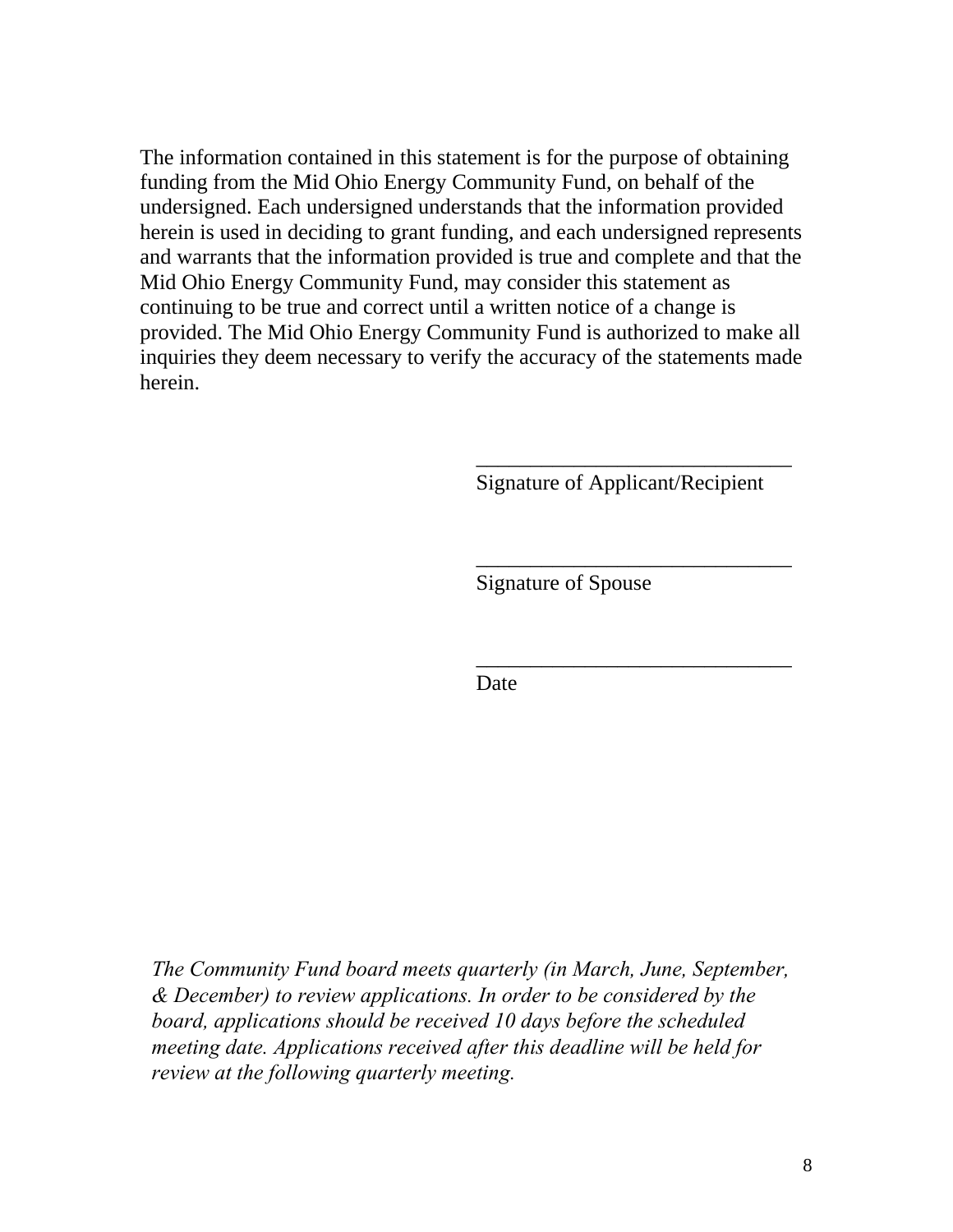The information contained in this statement is for the purpose of obtaining funding from the Mid Ohio Energy Community Fund, on behalf of the undersigned. Each undersigned understands that the information provided herein is used in deciding to grant funding, and each undersigned represents and warrants that the information provided is true and complete and that the Mid Ohio Energy Community Fund, may consider this statement as continuing to be true and correct until a written notice of a change is provided. The Mid Ohio Energy Community Fund is authorized to make all inquiries they deem necessary to verify the accuracy of the statements made herein.

______________________________
Signature of Applicant/Recipient

______________________________
Signature of Spouse

______________________________
Date

*The Community Fund board meets quarterly (in March, June, September, & December) to review applications. In order to be considered by the board, applications should be received 10 days before the scheduled meeting date. Applications received after this deadline will be held for review at the following quarterly meeting.*